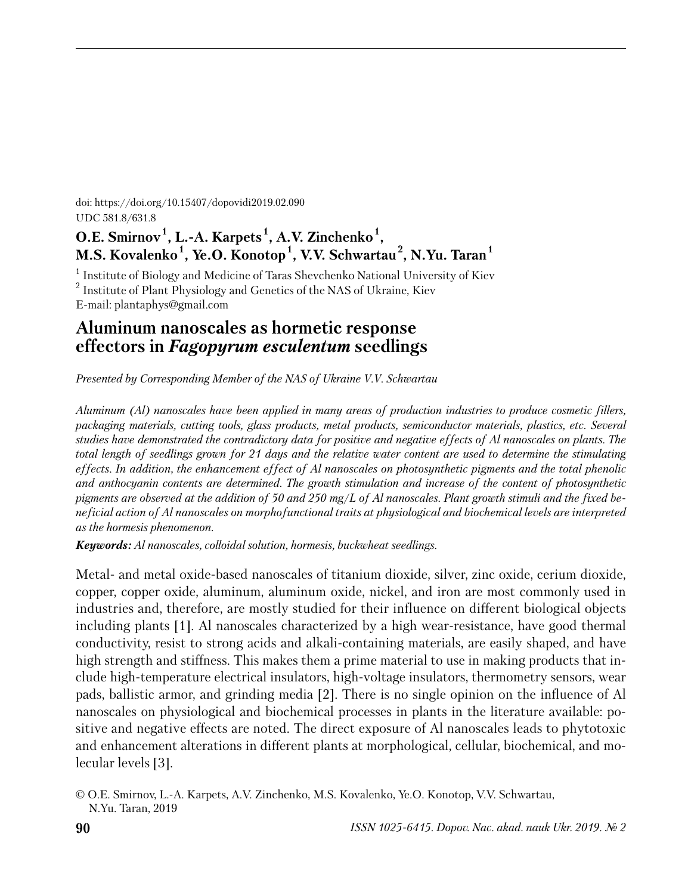doi: https://doi.org/10.15407/dopovidi2019.02.090
UDC 581.8/631.8

**O.E. Smirnov [1], L.-A. Karpets [1], A.V. Zinchenko [1], M.S. Kovalenko [1], Ye.O. Konotop [1], V.V. Schwartau [2], N.Yu. Taran [1]**

[1] Institute of Biology and Medicine of Taras Shevchenko National University of Kiev
[2] Institute of Plant Physiology and Genetics of the NAS of Ukraine, Kiev
E-mail: plantaphys@gmail.com

# Aluminum nanoscales as hormetic response effectors in *Fagopyrum esculentum* seedlings

*Presented by Corresponding Member of the NAS of Ukraine V.V. Schwartau*

*Aluminum (Al) nanoscales have been applied in many areas of production industries to produce cosmetic fillers, packaging materials, cutting tools, glass products, metal products, semiconductor materials, plastics, etc. Several studies have demonstrated the contradictory data for positive and negative effects of Al nanoscales on plants. The total length of seedlings grown for 21 days and the relative water content are used to determine the stimulating effects. In addition, the enhancement effect of Al nanoscales on photosynthetic pigments and the total phenolic and anthocyanin contents are determined. The growth stimulation and increase of the content of photosynthetic pigments are observed at the addition of 50 and 250 mg/L of Al nanoscales. Plant growth stimuli and the fixed beneficial action of Al nanoscales on morphofunctional traits at physiological and biochemical levels are interpreted as the hormesis phenomenon.*

***Keywords:*** *Al nanoscales, colloidal solution, hormesis, buckwheat seedlings.*

Metal- and metal oxide-based nanoscales of titanium dioxide, silver, zinc oxide, cerium dioxide, copper, copper oxide, aluminum, aluminum oxide, nickel, and iron are most commonly used in industries and, therefore, are mostly studied for their influence on different biological objects including plants [1]. Al nanoscales characterized by a high wear-resistance, have good thermal conductivity, resist to strong acids and alkali-containing materials, are easily shaped, and have high strength and stiffness. This makes them a prime material to use in making products that include high-temperature electrical insulators, high-voltage insulators, thermometry sensors, wear pads, ballistic armor, and grinding media [2]. There is no single opinion on the influence of Al nanoscales on physiological and biochemical processes in plants in the literature available: positive and negative effects are noted. The direct exposure of Al nanoscales leads to phytotoxic and enhancement alterations in different plants at morphological, cellular, biochemical, and molecular levels [3].

© O.E. Smirnov, L.-A. Karpets, A.V. Zinchenko, M.S. Kovalenko, Ye.O. Konotop, V.V. Schwartau, N.Yu. Taran, 2019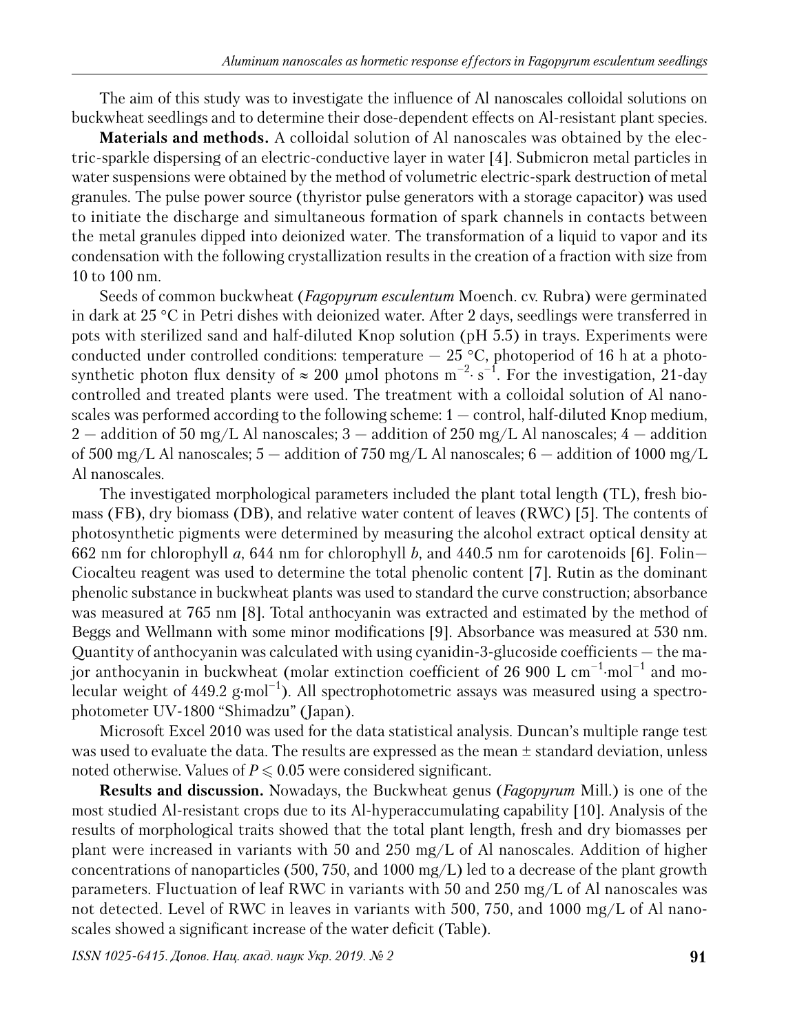The aim of this study was to investigate the influence of Al nanoscales colloidal solutions on buckwheat seedlings and to determine their dose-dependent effects on Al-resistant plant species.

**Materials and methods.** A colloidal solution of Al nanoscales was obtained by the electric-sparkle dispersing of an electric-conductive layer in water [4]. Submicron metal particles in water suspensions were obtained by the method of volumetric electric-spark destruction of metal granules. The pulse power source (thyristor pulse generators with a storage capacitor) was used to initiate the discharge and simultaneous formation of spark channels in contacts between the metal granules dipped into deionized water. The transformation of a liquid to vapor and its condensation with the following crystallization results in the creation of a fraction with size from 10 to 100 nm.

Seeds of common buckwheat (*Fagopyrum esculentum* Moench. cv. Rubra) were germinated in dark at 25 °C in Petri dishes with deionized water. After 2 days, seedlings were transferred in pots with sterilized sand and half-diluted Knop solution (pH 5.5) in trays. Experiments were conducted under controlled conditions: temperature — 25 °C, photoperiod of 16 h at a photosynthetic photon flux density of ≈ 200 μmol photons $m^{-2} \cdot s^{-1}$. For the investigation, 21-day controlled and treated plants were used. The treatment with a colloidal solution of Al nanoscales was performed according to the following scheme: 1 — control, half-diluted Knop medium, 2 — addition of 50 mg/L Al nanoscales; 3 — addition of 250 mg/L Al nanoscales; 4 — addition of 500 mg/L Al nanoscales; 5 — addition of 750 mg/L Al nanoscales; 6 — addition of 1000 mg/L Al nanoscales.

The investigated morphological parameters included the plant total length (TL), fresh biomass (FB), dry biomass (DB), and relative water content of leaves (RWC) [5]. The contents of photosynthetic pigments were determined by measuring the alcohol extract optical density at 662 nm for chlorophyll *a*, 644 nm for chlorophyll *b*, and 440.5 nm for carotenoids [6]. Folin—Ciocalteu reagent was used to determine the total phenolic content [7]. Rutin as the dominant phenolic substance in buckwheat plants was used to standard the curve construction; absorbance was measured at 765 nm [8]. Total anthocyanin was extracted and estimated by the method of Beggs and Wellmann with some minor modifications [9]. Absorbance was measured at 530 nm. Quantity of anthocyanin was calculated with using cyanidin-3-glucoside coefficients — the major anthocyanin in buckwheat (molar extinction coefficient of 26 900 L $cm^{-1} \cdot mol^{-1}$ and molecular weight of 449.2 $g \cdot mol^{-1}$). All spectrophotometric assays was measured using a spectrophotometer UV-1800 "Shimadzu" (Japan).

Microsoft Excel 2010 was used for the data statistical analysis. Duncan's multiple range test was used to evaluate the data. The results are expressed as the mean ± standard deviation, unless noted otherwise. Values of $P \leqslant 0.05$ were considered significant.

**Results and discussion.** Nowadays, the Buckwheat genus (*Fagopyrum* Mill.) is one of the most studied Al-resistant crops due to its Al-hyperaccumulating capability [10]. Analysis of the results of morphological traits showed that the total plant length, fresh and dry biomasses per plant were increased in variants with 50 and 250 mg/L of Al nanoscales. Addition of higher concentrations of nanoparticles (500, 750, and 1000 mg/L) led to a decrease of the plant growth parameters. Fluctuation of leaf RWC in variants with 50 and 250 mg/L of Al nanoscales was not detected. Level of RWC in leaves in variants with 500, 750, and 1000 mg/L of Al nanoscales showed a significant increase of the water deficit (Table).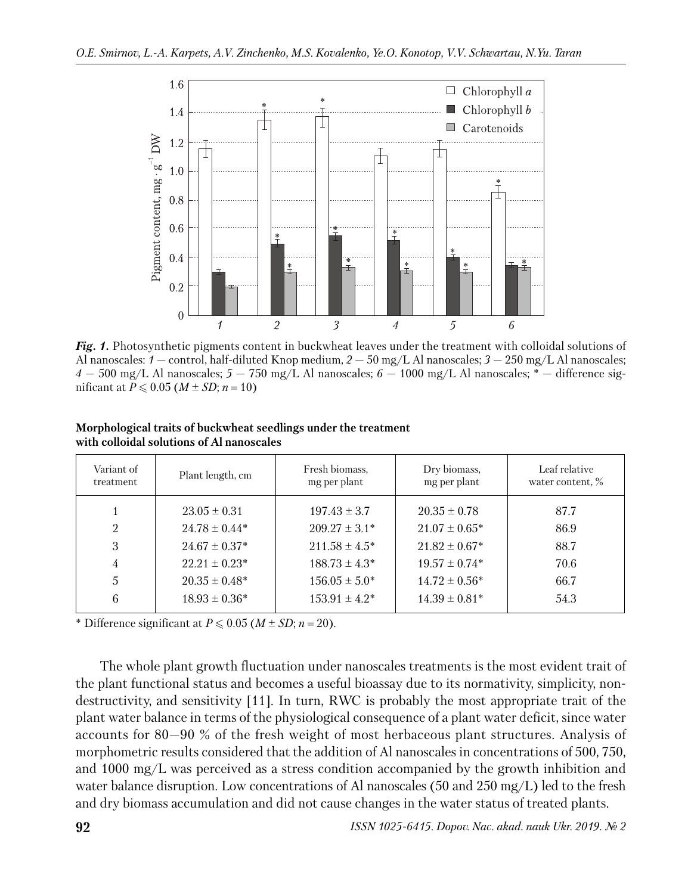*Fig. 1.* Photosynthetic pigments content in buckwheat leaves under the treatment with colloidal solutions of Al nanoscales: *1* — control, half-diluted Knop medium, *2* — 50 mg/L Al nanoscales; *3* — 250 mg/L Al nanoscales; *4* — 500 mg/L Al nanoscales; *5* — 750 mg/L Al nanoscales; *6* — 1000 mg/L Al nanoscales; * — difference significant at $P \leqslant 0.05$ ($M \pm SD$; $n = 10$)

**Morphological traits of buckwheat seedlings under the treatment with colloidal solutions of Al nanoscales**

| Variant of treatment | Plant length, cm | Fresh biomass, mg per plant | Dry biomass, mg per plant | Leaf relative water content, % |
|---|---|---|---|---|
| 1 | 23.05 ± 0.31 | 197.43 ± 3.7 | 20.35 ± 0.78 | 87.7 |
| 2 | 24.78 ± 0.44* | 209.27 ± 3.1* | 21.07 ± 0.65* | 86.9 |
| 3 | 24.67 ± 0.37* | 211.58 ± 4.5* | 21.82 ± 0.67* | 88.7 |
| 4 | 22.21 ± 0.23* | 188.73 ± 4.3* | 19.57 ± 0.74* | 70.6 |
| 5 | 20.35 ± 0.48* | 156.05 ± 5.0* | 14.72 ± 0.56* | 66.7 |
| 6 | 18.93 ± 0.36* | 153.91 ± 4.2* | 14.39 ± 0.81* | 54.3 |

* Difference significant at $P \leqslant 0.05$ ($M \pm SD$; $n = 20$).

The whole plant growth fluctuation under nanoscales treatments is the most evident trait of the plant functional status and becomes a useful bioassay due to its normativity, simplicity, non-destructivity, and sensitivity [11]. In turn, RWC is probably the most appropriate trait of the plant water balance in terms of the physiological consequence of a plant water deficit, since water accounts for 80—90 % of the fresh weight of most herbaceous plant structures. Analysis of morphometric results considered that the addition of Al nanoscales in concentrations of 500, 750, and 1000 mg/L was perceived as a stress condition accompanied by the growth inhibition and water balance disruption. Low concentrations of Al nanoscales (50 and 250 mg/L) led to the fresh and dry biomass accumulation and did not cause changes in the water status of treated plants.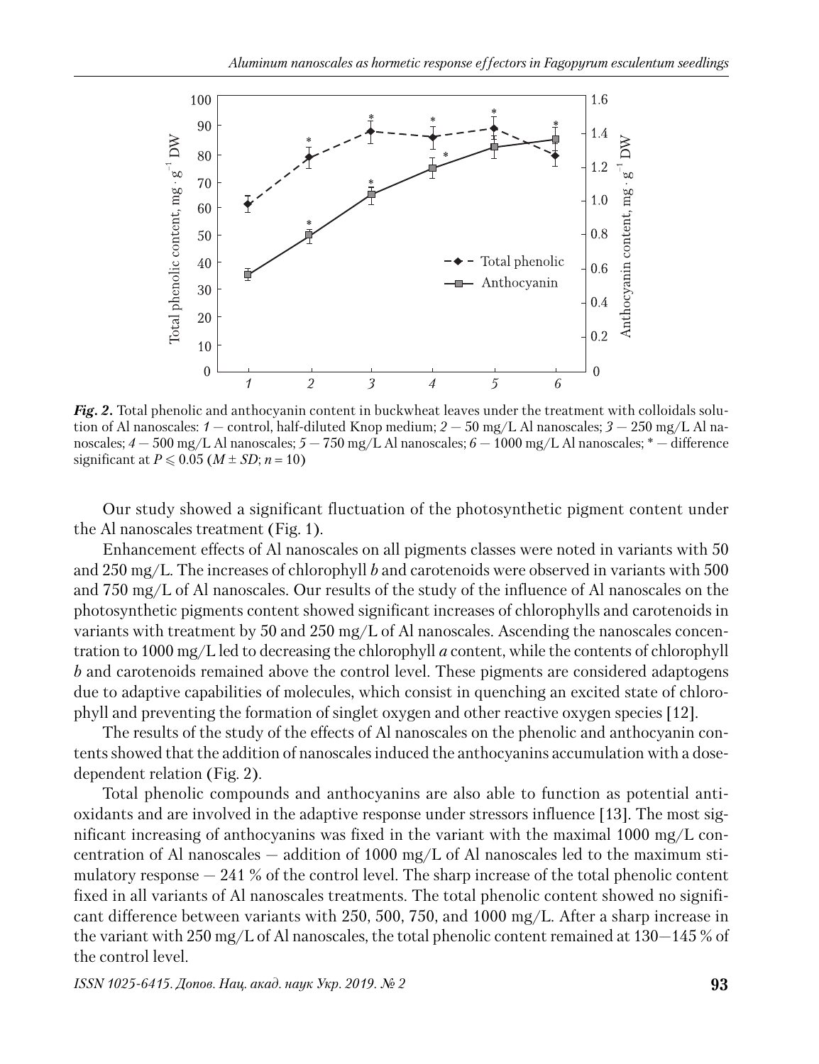*Fig. 2.* Total phenolic and anthocyanin content in buckwheat leaves under the treatment with colloidals solution of Al nanoscales: *1* — control, half-diluted Knop medium; *2* — 50 mg/L Al nanoscales; *3* — 250 mg/L Al nanoscales; *4* — 500 mg/L Al nanoscales; *5* — 750 mg/L Al nanoscales; *6* — 1000 mg/L Al nanoscales; * — difference significant at $P \leqslant 0.05$ ($M \pm SD$; $n = 10$)

Our study showed a significant fluctuation of the photosynthetic pigment content under the Al nanoscales treatment (Fig. 1).

Enhancement effects of Al nanoscales on all pigments classes were noted in variants with 50 and 250 mg/L. The increases of chlorophyll *b* and carotenoids were observed in variants with 500 and 750 mg/L of Al nanoscales. Our results of the study of the influence of Al nanoscales on the photosynthetic pigments content showed significant increases of chlorophylls and carotenoids in variants with treatment by 50 and 250 mg/L of Al nanoscales. Ascending the nanoscales concentration to 1000 mg/L led to decreasing the chlorophyll *a* content, while the contents of chlorophyll *b* and carotenoids remained above the control level. These pigments are considered adaptogens due to adaptive capabilities of molecules, which consist in quenching an excited state of chlorophyll and preventing the formation of singlet oxygen and other reactive oxygen species [12].

The results of the study of the effects of Al nanoscales on the phenolic and anthocyanin contents showed that the addition of nanoscales induced the anthocyanins accumulation with a dose-dependent relation (Fig. 2).

Total phenolic compounds and anthocyanins are also able to function as potential antioxidants and are involved in the adaptive response under stressors influence [13]. The most significant increasing of anthocyanins was fixed in the variant with the maximal 1000 mg/L concentration of Al nanoscales — addition of 1000 mg/L of Al nanoscales led to the maximum stimulatory response — 241 % of the control level. The sharp increase of the total phenolic content fixed in all variants of Al nanoscales treatments. The total phenolic content showed no significant difference between variants with 250, 500, 750, and 1000 mg/L. After a sharp increase in the variant with 250 mg/L of Al nanoscales, the total phenolic content remained at 130—145 % of the control level.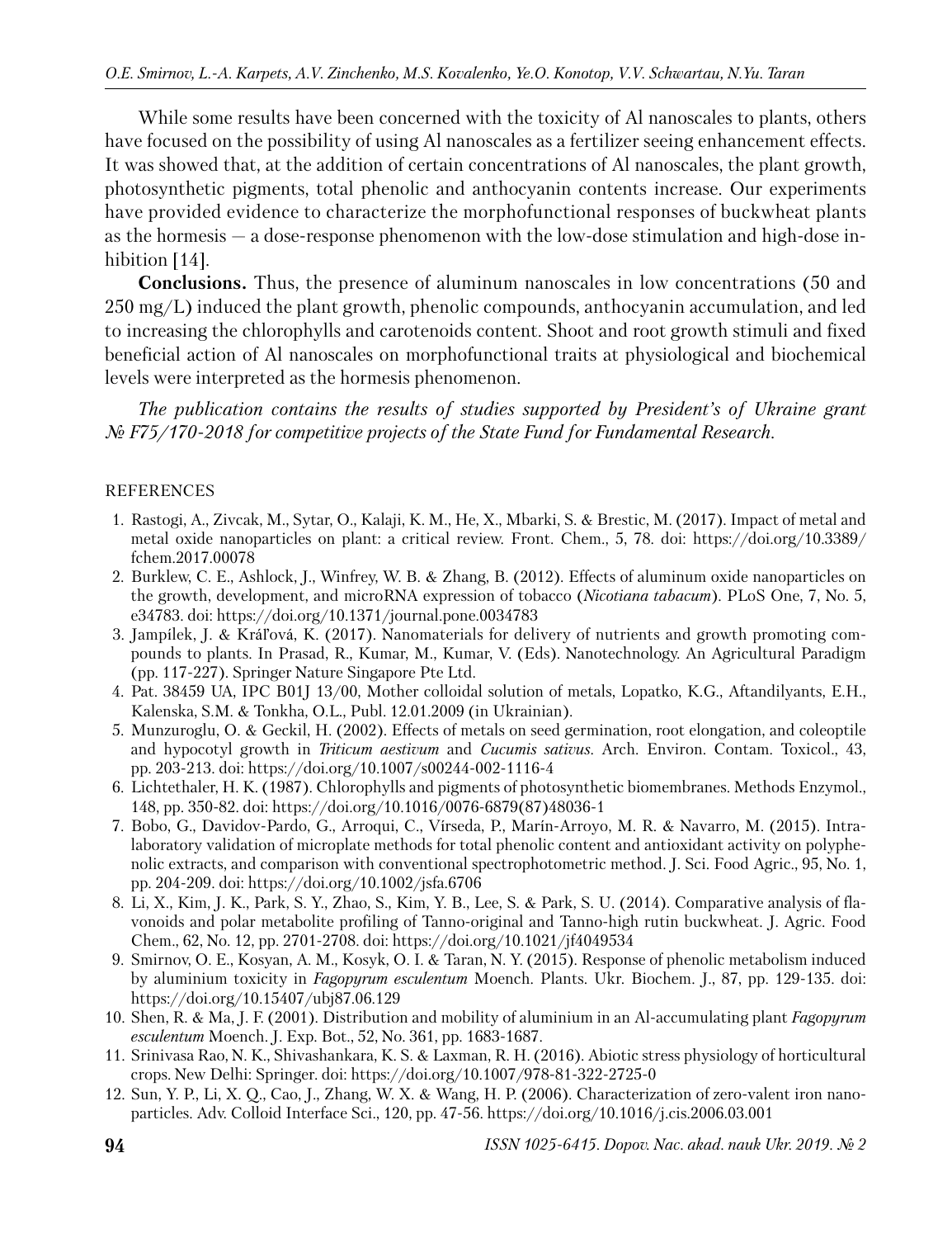While some results have been concerned with the toxicity of Al nanoscales to plants, others have focused on the possibility of using Al nanoscales as a fertilizer seeing enhancement effects. It was showed that, at the addition of certain concentrations of Al nanoscales, the plant growth, photosynthetic pigments, total phenolic and anthocyanin contents increase. Our experiments have provided evidence to characterize the morphofunctional responses of buckwheat plants as the hormesis — a dose-response phenomenon with the low-dose stimulation and high-dose inhibition [14].

**Conclusions.** Thus, the presence of aluminum nanoscales in low concentrations (50 and 250 mg/L) induced the plant growth, phenolic compounds, anthocyanin accumulation, and led to increasing the chlorophylls and carotenoids content. Shoot and root growth stimuli and fixed beneficial action of Al nanoscales on morphofunctional traits at physiological and biochemical levels were interpreted as the hormesis phenomenon.

*The publication contains the results of studies supported by President's of Ukraine grant № F75/170-2018 for competitive projects of the State Fund for Fundamental Research.*

REFERENCES

1. Rastogi, A., Zivcak, M., Sytar, O., Kalaji, K. M., He, X., Mbarki, S. & Brestic, M. (2017). Impact of metal and metal oxide nanoparticles on plant: a critical review. Front. Chem., 5, 78. doi: https://doi.org/10.3389/fchem.2017.00078
2. Burklew, C. E., Ashlock, J., Winfrey, W. B. & Zhang, B. (2012). Effects of aluminum oxide nanoparticles on the growth, development, and microRNA expression of tobacco (*Nicotiana tabacum*). PLoS One, 7, No. 5, e34783. doi: https://doi.org/10.1371/journal.pone.0034783
3. Jampílek, J. & Kráľová, K. (2017). Nanomaterials for delivery of nutrients and growth promoting compounds to plants. In Prasad, R., Kumar, M., Kumar, V. (Eds). Nanotechnology. An Agricultural Paradigm (pp. 117-227). Springer Nature Singapore Pte Ltd.
4. Pat. 38459 UA, IPC B01J 13/00, Mother colloidal solution of metals, Lopatko, K.G., Aftandilyants, E.H., Kalenska, S.M. & Tonkha, O.L., Publ. 12.01.2009 (in Ukrainian).
5. Munzuroglu, O. & Geckil, H. (2002). Effects of metals on seed germination, root elongation, and coleoptile and hypocotyl growth in *Triticum aestivum* and *Cucumis sativus*. Arch. Environ. Contam. Toxicol., 43, pp. 203-213. doi: https://doi.org/10.1007/s00244-002-1116-4
6. Lichtethaler, H. K. (1987). Chlorophylls and pigments of photosynthetic biomembranes. Methods Enzymol., 148, pp. 350-82. doi: https://doi.org/10.1016/0076-6879(87)48036-1
7. Bobo, G., Davidov-Pardo, G., Arroqui, C., Vírseda, P., Marín-Arroyo, M. R. & Navarro, M. (2015). Intra-laboratory validation of microplate methods for total phenolic content and antioxidant activity on polyphenolic extracts, and comparison with conventional spectrophotometric method. J. Sci. Food Agric., 95, No. 1, pp. 204-209. doi: https://doi.org/10.1002/jsfa.6706
8. Li, X., Kim, J. K., Park, S. Y., Zhao, S., Kim, Y. B., Lee, S. & Park, S. U. (2014). Comparative analysis of flavonoids and polar metabolite profiling of Tanno-original and Tanno-high rutin buckwheat. J. Agric. Food Chem., 62, No. 12, pp. 2701-2708. doi: https://doi.org/10.1021/jf4049534
9. Smirnov, O. E., Kosyan, A. M., Kosyk, O. I. & Taran, N. Y. (2015). Response of phenolic metabolism induced by aluminium toxicity in *Fagopyrum esculentum* Moench. Plants. Ukr. Biochem. J., 87, pp. 129-135. doi: https://doi.org/10.15407/ubj87.06.129
10. Shen, R. & Ma, J. F. (2001). Distribution and mobility of aluminium in an Al-accumulating plant *Fagopyrum esculentum* Moench. J. Exp. Bot., 52, No. 361, pp. 1683-1687.
11. Srinivasa Rao, N. K., Shivashankara, K. S. & Laxman, R. H. (2016). Abiotic stress physiology of horticultural crops. New Delhi: Springer. doi: https://doi.org/10.1007/978-81-322-2725-0
12. Sun, Y. P., Li, X. Q., Cao, J., Zhang, W. X. & Wang, H. P. (2006). Characterization of zero-valent iron nanoparticles. Adv. Colloid Interface Sci., 120, pp. 47-56. https://doi.org/10.1016/j.cis.2006.03.001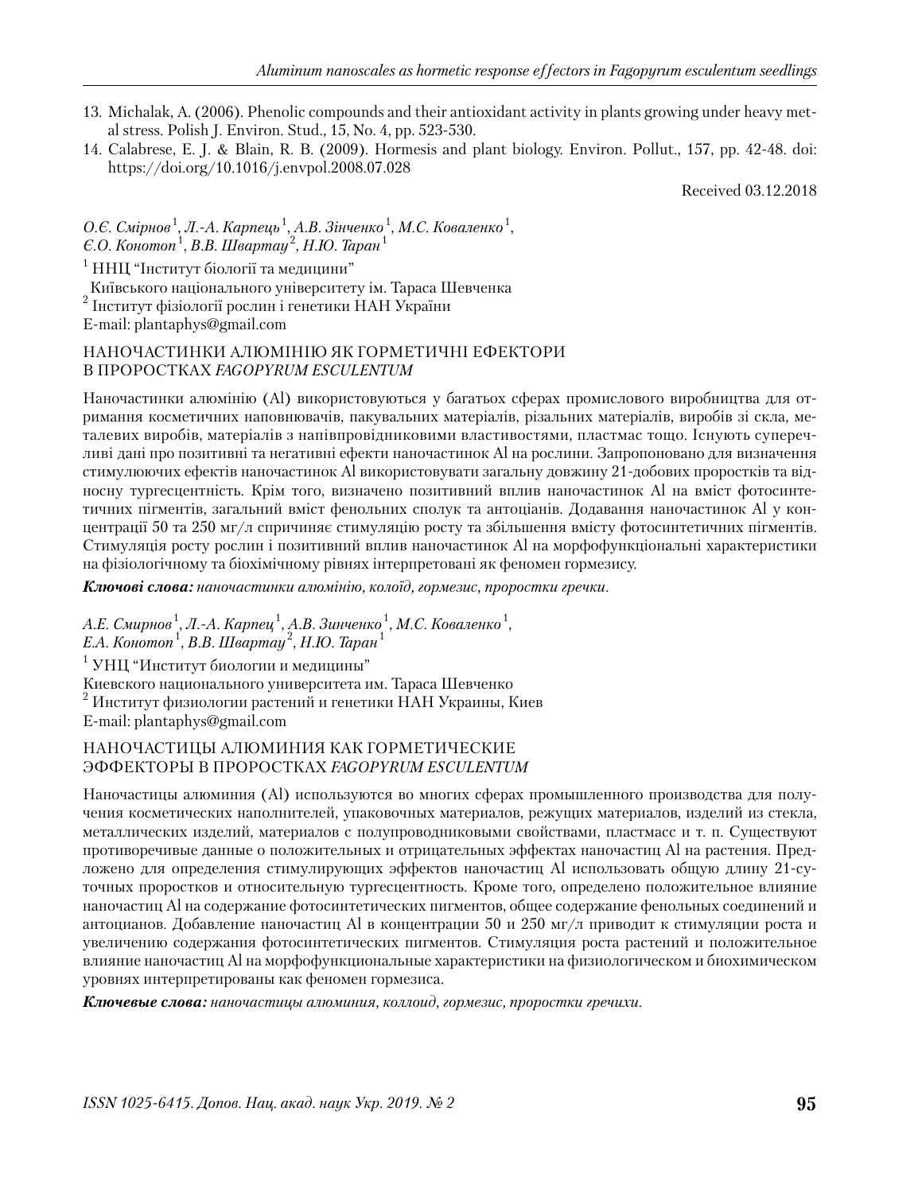13. Michalak, A. (2006). Phenolic compounds and their antioxidant activity in plants growing under heavy metal stress. Polish J. Environ. Stud., 15, No. 4, pp. 523-530.
14. Calabrese, E. J. & Blain, R. B. (2009). Hormesis and plant biology. Environ. Pollut., 157, pp. 42-48. doi: https://doi.org/10.1016/j.envpol.2008.07.028

Received 03.12.2018

*О.Є. Смірнов*[1], *Л.-А. Карпець*[1], *А.В. Зінченко*[1], *М.С. Коваленко*[1],
*Є.О. Конотоп*[1], *В.В. Швартау*[2], *Н.Ю. Таран*[1]

[1] ННЦ "Інститут біології та медицини"
Київського національного університету ім. Тараса Шевченка
[2] Інститут фізіології рослин і генетики НАН України
E-mail: plantaphys@gmail.com

## НАНОЧАСТИНКИ АЛЮМІНІЮ ЯК ГОРМЕТИЧНІ ЕФЕКТОРИ В ПРОРОСТКАХ *FAGOPYRUM ESCULENTUM*

Наночастинки алюмінію (Al) використовуються у багатьох сферах промислового виробництва для отримання косметичних наповнювачів, пакувальних матеріалів, різальних матеріалів, виробів зі скла, металевих виробів, матеріалів з напівпровідниковими властивостями, пластмас тощо. Існують суперечливі дані про позитивні та негативні ефекти наночастинок Al на рослини. Запропоновано для визначення стимулюючих ефектів наночастинок Al використовувати загальну довжину 21-добових проростків та відносну тургесцентність. Крім того, визначено позитивний вплив наночастинок Al на вміст фотосинтетичних пігментів, загальний вміст фенольних сполук та антоціанів. Додавання наночастинок Al у концентрації 50 та 250 мг/л спричиняє стимуляцію росту та збільшення вмісту фотосинтетичних пігментів. Стимуляція росту рослин і позитивний вплив наночастинок Al на морфофункціональні характеристики на фізіологічному та біохімічному рівнях інтерпретовані як феномен гормезису.

***Ключові слова:*** *наночастинки алюмінію, колоїд, гормезис, проростки гречки.*

*А.Е. Смирнов*[1], *Л.-А. Карпец*[1], *А.В. Зинченко*[1], *М.С. Коваленко*[1],
*Е.А. Конотоп*[1], *В.В. Швартау*[2], *Н.Ю. Таран*[1]

[1] УНЦ "Институт биологии и медицины"
Киевского национального университета им. Тараса Шевченко
[2] Институт физиологии растений и генетики НАН Украины, Киев
E-mail: plantaphys@gmail.com

## НАНОЧАСТИЦЫ АЛЮМИНИЯ КАК ГОРМЕТИЧЕСКИЕ ЭФФЕКТОРЫ В ПРОРОСТКАХ *FAGOPYRUM ESCULENTUM*

Наночастицы алюминия (Al) используются во многих сферах промышленного производства для получения косметических наполнителей, упаковочных материалов, режущих материалов, изделий из стекла, металлических изделий, материалов с полупроводниковыми свойствами, пластмасс и т. п. Существуют противоречивые данные о положительных и отрицательных эффектах наночастиц Al на растения. Предложено для определения стимулирующих эффектов наночастиц Al использовать общую длину 21-суточных проростков и относительную тургесцентность. Кроме того, определено положительное влияние наночастиц Al на содержание фотосинтетических пигментов, общее содержание фенольных соединений и антоцианов. Добавление наночастиц Al в концентрации 50 и 250 мг/л приводит к стимуляции роста и увеличению содержания фотосинтетических пигментов. Стимуляция роста растений и положительное влияние наночастиц Al на морфофункциональные характеристики на физиологическом и биохимическом уровнях интерпретированы как феномен гормезиса.

***Ключевые слова:*** *наночастицы алюминия, коллоид, гормезис, проростки гречихи.*